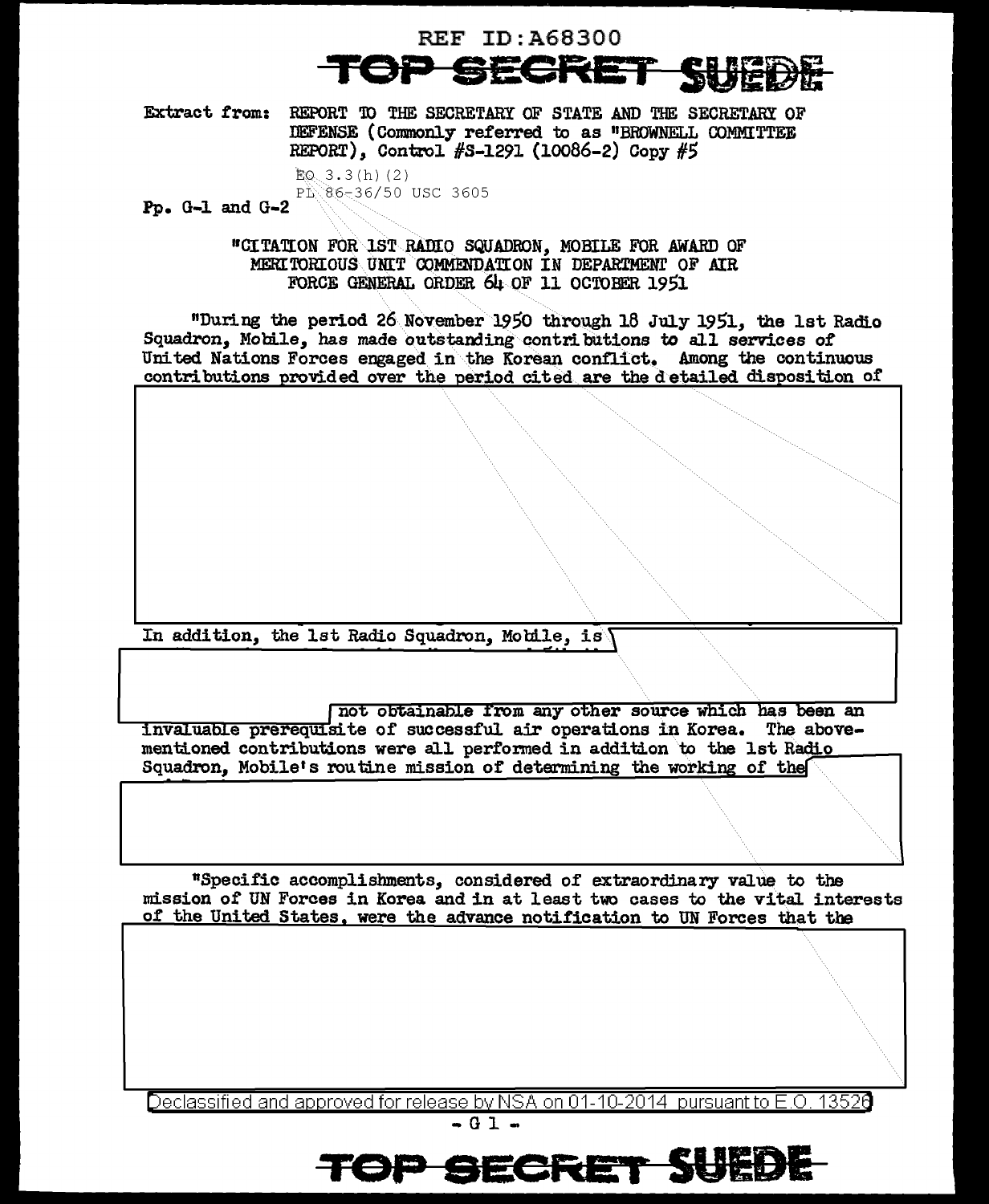REF ID:A68300

TOP SECRET SUEDE

Extract from: REPORT TO THE SECRETARY OF STATE AND THE SECRETARY OF DEFENSE (Commonly referred to as "BROWNELL COMMITTEE REPORT), Control #S-1291 (10086-2) Copy #5

EO 3.3(h)(2)
PL 86-36/50 USC 3605

Pp. G-1 and G-2

"CITATION FOR 1ST RADIO SQUADRON, MOBILE FOR AWARD OF MERITORIOUS UNIT COMMENDATION IN DEPARTMENT OF AIR FORCE GENERAL ORDER 64 OF 11 OCTOBER 1951

"During the period 26 November 1950 through 18 July 1951, the 1st Radio Squadron, Mobile, has made outstanding contributions to all services of United Nations Forces engaged in the Korean conflict. Among the continuous contributions provided over the period cited are the detailed disposition of

[REDACTED]

In addition, the 1st Radio Squadron, Mobile, is [REDACTED] not obtainable from any other source which has been an invaluable prerequisite of successful air operations in Korea. The above-mentioned contributions were all performed in addition to the 1st Radio Squadron, Mobile's routine mission of determining the working of the [REDACTED]

"Specific accomplishments, considered of extraordinary value to the mission of UN Forces in Korea and in at least two cases to the vital interests of the United States, were the advance notification to UN Forces that the

[REDACTED]

Declassified and approved for release by NSA on 01-10-2014 pursuant to E.O. 13526

TOP SECRET SUEDE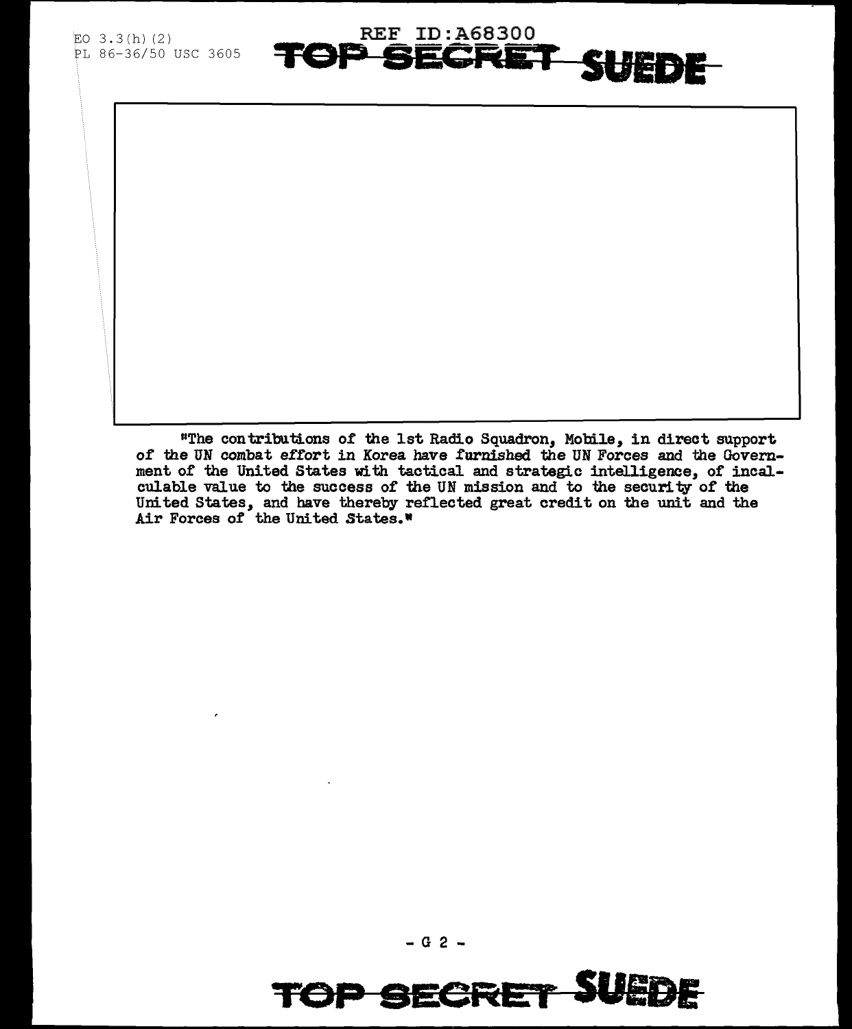EO 3.3(h)(2)
PL 86-36/50 USC 3605

REF ID:A68300

TOP SECRET SUEDE

"The contributions of the 1st Radio Squadron, Mobile, in direct support of the UN combat effort in Korea have furnished the UN Forces and the Government of the United States with tactical and strategic intelligence, of incalculable value to the success of the UN mission and to the security of the United States, and have thereby reflected great credit on the unit and the Air Forces of the United States."

TOP SECRET SUEDE